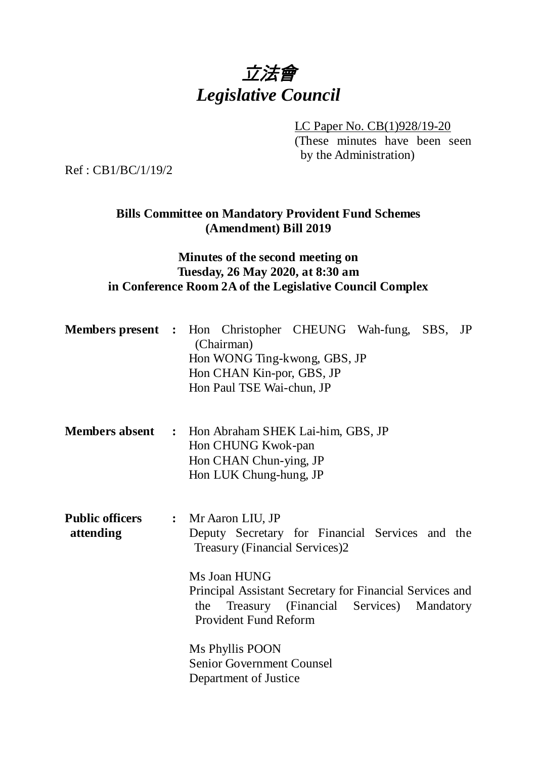# 立法會
# *Legislative Council*

LC Paper No. CB(1)928/19-20
(These minutes have been seen by the Administration)

Ref : CB1/BC/1/19/2

**Bills Committee on Mandatory Provident Fund Schemes (Amendment) Bill 2019**

**Minutes of the second meeting on Tuesday, 26 May 2020, at 8:30 am in Conference Room 2A of the Legislative Council Complex**

**Members present** : Hon Christopher CHEUNG Wah-fung, SBS, JP (Chairman)
Hon WONG Ting-kwong, GBS, JP
Hon CHAN Kin-por, GBS, JP
Hon Paul TSE Wai-chun, JP

**Members absent** : Hon Abraham SHEK Lai-him, GBS, JP
Hon CHUNG Kwok-pan
Hon CHAN Chun-ying, JP
Hon LUK Chung-hung, JP

**Public officers attending** : Mr Aaron LIU, JP
Deputy Secretary for Financial Services and the Treasury (Financial Services)2

Ms Joan HUNG
Principal Assistant Secretary for Financial Services and the Treasury (Financial Services) Mandatory Provident Fund Reform

Ms Phyllis POON
Senior Government Counsel
Department of Justice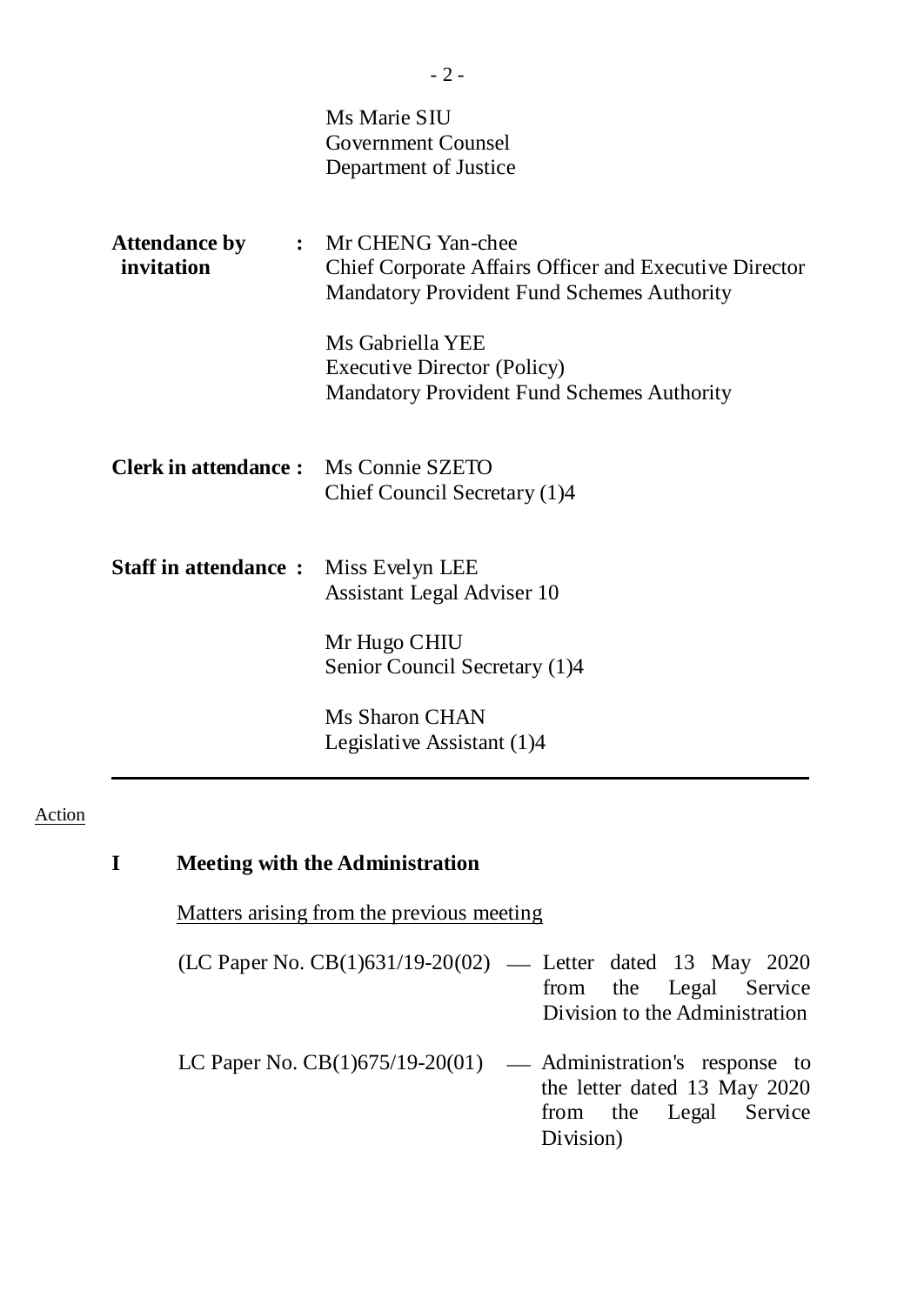| | |
|---|---|
| | Ms Marie SIU<br>Government Counsel<br>Department of Justice |
| **Attendance by invitation :** | Mr CHENG Yan-chee<br>Chief Corporate Affairs Officer and Executive Director<br>Mandatory Provident Fund Schemes Authority<br><br>Ms Gabriella YEE<br>Executive Director (Policy)<br>Mandatory Provident Fund Schemes Authority |
| **Clerk in attendance :** | Ms Connie SZETO<br>Chief Council Secretary (1)4 |
| **Staff in attendance :** | Miss Evelyn LEE<br>Assistant Legal Adviser 10<br><br>Mr Hugo CHIU<br>Senior Council Secretary (1)4<br><br>Ms Sharon CHAN<br>Legislative Assistant (1)4 |

---

Action

## I Meeting with the Administration

Matters arising from the previous meeting

(LC Paper No. CB(1)631/19-20(02) — Letter dated 13 May 2020 from the Legal Service Division to the Administration

LC Paper No. CB(1)675/19-20(01) — Administration's response to the letter dated 13 May 2020 from the Legal Service Division)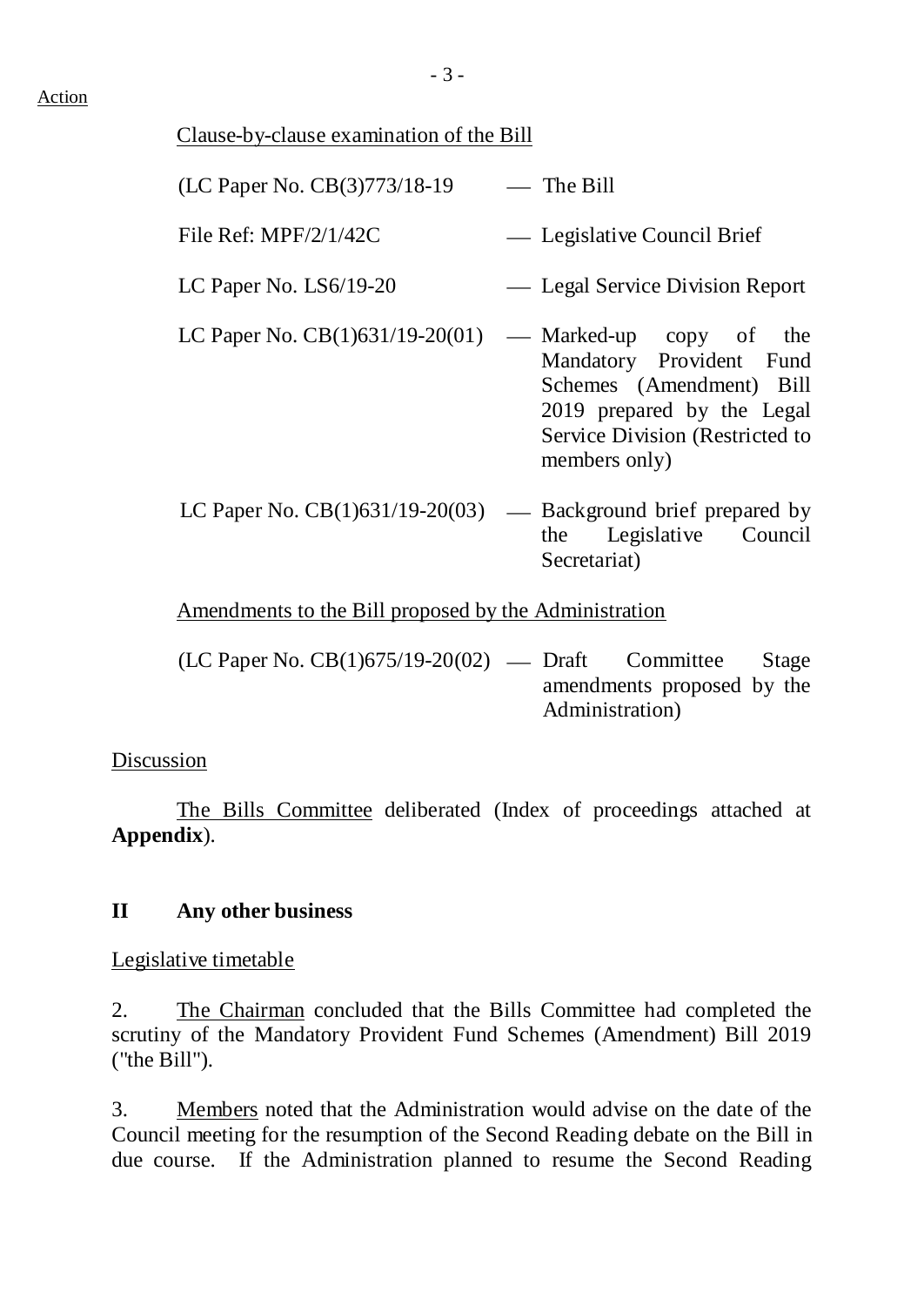Action

Clause-by-clause examination of the Bill

(LC Paper No. CB(3)773/18-19 — The Bill

File Ref: MPF/2/1/42C — Legislative Council Brief

LC Paper No. LS6/19-20 — Legal Service Division Report

LC Paper No. CB(1)631/19-20(01) — Marked-up copy of the Mandatory Provident Fund Schemes (Amendment) Bill 2019 prepared by the Legal Service Division (Restricted to members only)

LC Paper No. CB(1)631/19-20(03) — Background brief prepared by the Legislative Council Secretariat)

Amendments to the Bill proposed by the Administration

(LC Paper No. CB(1)675/19-20(02) — Draft Committee Stage amendments proposed by the Administration)

Discussion

The Bills Committee deliberated (Index of proceedings attached at **Appendix**).

## II Any other business

Legislative timetable

2. The Chairman concluded that the Bills Committee had completed the scrutiny of the Mandatory Provident Fund Schemes (Amendment) Bill 2019 ("the Bill").

3. Members noted that the Administration would advise on the date of the Council meeting for the resumption of the Second Reading debate on the Bill in due course. If the Administration planned to resume the Second Reading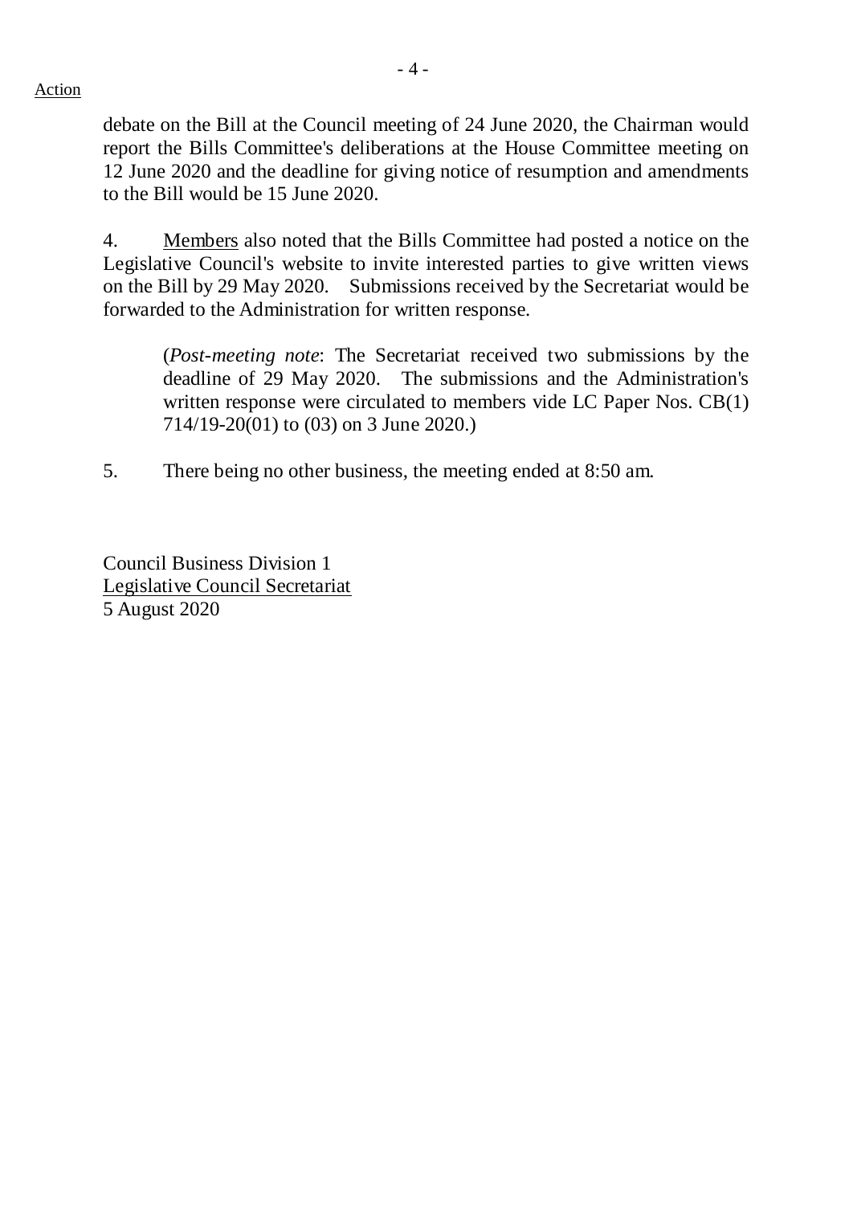debate on the Bill at the Council meeting of 24 June 2020, the Chairman would report the Bills Committee's deliberations at the House Committee meeting on 12 June 2020 and the deadline for giving notice of resumption and amendments to the Bill would be 15 June 2020.

4. Members also noted that the Bills Committee had posted a notice on the Legislative Council's website to invite interested parties to give written views on the Bill by 29 May 2020. Submissions received by the Secretariat would be forwarded to the Administration for written response.

> (*Post-meeting note*: The Secretariat received two submissions by the deadline of 29 May 2020. The submissions and the Administration's written response were circulated to members vide LC Paper Nos. CB(1) 714/19-20(01) to (03) on 3 June 2020.)

5. There being no other business, the meeting ended at 8:50 am.

Council Business Division 1
Legislative Council Secretariat
5 August 2020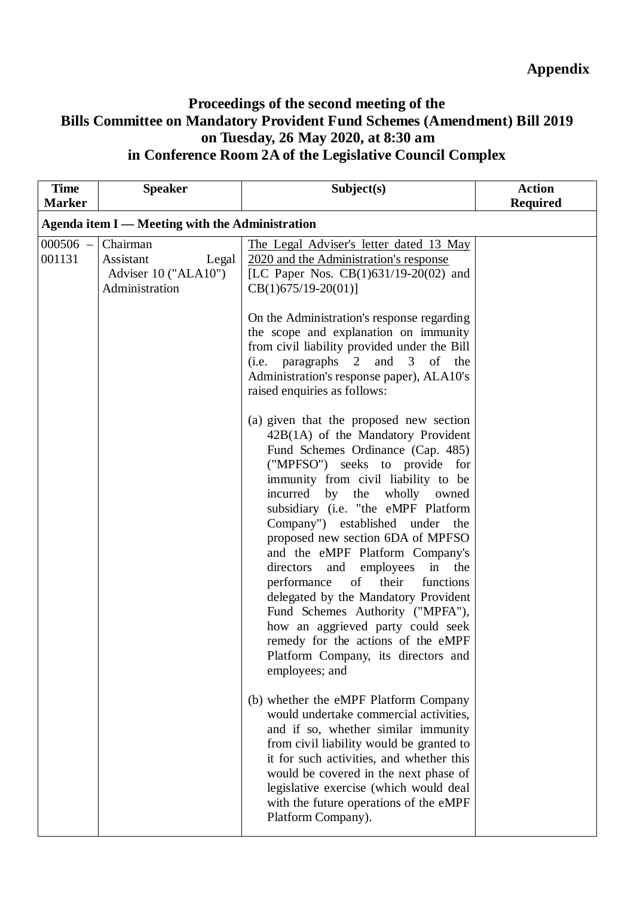**Appendix**

# Proceedings of the second meeting of the Bills Committee on Mandatory Provident Fund Schemes (Amendment) Bill 2019 on Tuesday, 26 May 2020, at 8:30 am in Conference Room 2A of the Legislative Council Complex

| Time Marker | Speaker | Subject(s) | Action Required |
|---|---|---|---|
| **Agenda item I — Meeting with the Administration** | | | |
| 000506 – 001131 | Chairman<br>Assistant Legal Adviser 10 ("ALA10")<br>Administration | <u>The Legal Adviser's letter dated 13 May 2020 and the Administration's response</u><br>[LC Paper Nos. CB(1)631/19-20(02) and CB(1)675/19-20(01)]<br><br>On the Administration's response regarding the scope and explanation on immunity from civil liability provided under the Bill (i.e. paragraphs 2 and 3 of the Administration's response paper), ALA10's raised enquiries as follows:<br><br>(a) given that the proposed new section 42B(1A) of the Mandatory Provident Fund Schemes Ordinance (Cap. 485) ("MPFSO") seeks to provide for immunity from civil liability to be incurred by the wholly owned subsidiary (i.e. "the eMPF Platform Company") established under the proposed new section 6DA of MPFSO and the eMPF Platform Company's directors and employees in the performance of their functions delegated by the Mandatory Provident Fund Schemes Authority ("MPFA"), how an aggrieved party could seek remedy for the actions of the eMPF Platform Company, its directors and employees; and<br><br>(b) whether the eMPF Platform Company would undertake commercial activities, and if so, whether similar immunity from civil liability would be granted to it for such activities, and whether this would be covered in the next phase of legislative exercise (which would deal with the future operations of the eMPF Platform Company). | |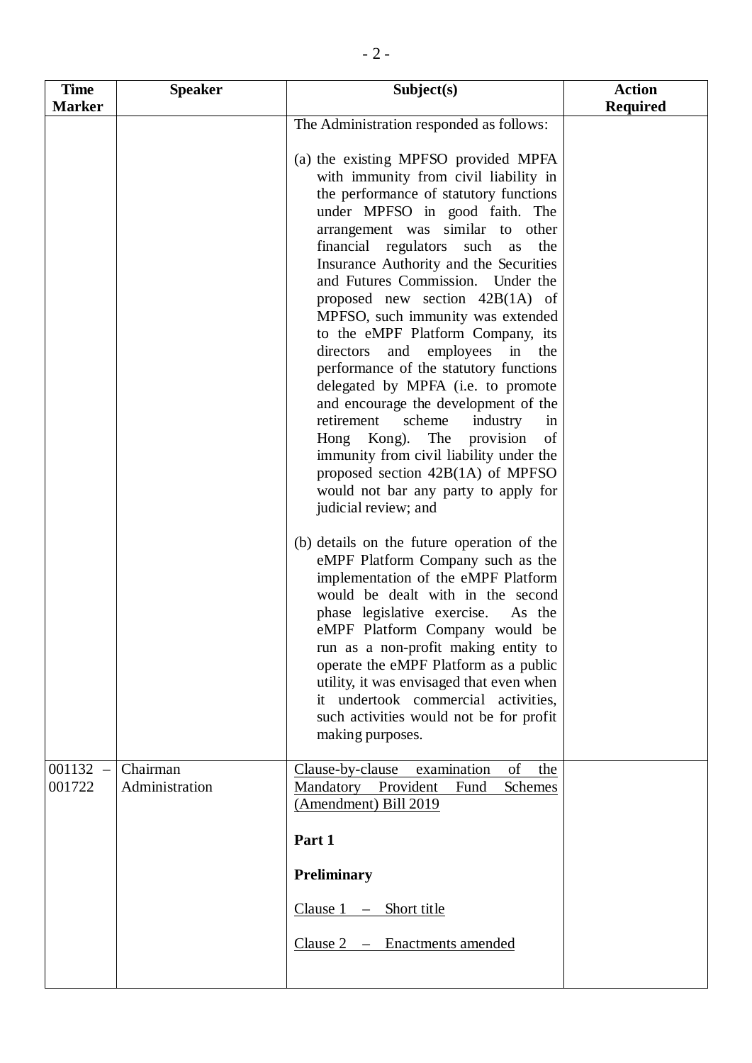| Time Marker | Speaker | Subject(s) | Action Required |
|---|---|---|---|
| | | The Administration responded as follows:<br><br>(a) the existing MPFSO provided MPFA with immunity from civil liability in the performance of statutory functions under MPFSO in good faith. The arrangement was similar to other financial regulators such as the Insurance Authority and the Securities and Futures Commission. Under the proposed new section 42B(1A) of MPFSO, such immunity was extended to the eMPF Platform Company, its directors and employees in the performance of the statutory functions delegated by MPFA (i.e. to promote and encourage the development of the retirement scheme industry in Hong Kong). The provision of immunity from civil liability under the proposed section 42B(1A) of MPFSO would not bar any party to apply for judicial review; and<br><br>(b) details on the future operation of the eMPF Platform Company such as the implementation of the eMPF Platform would be dealt with in the second phase legislative exercise. As the eMPF Platform Company would be run as a non-profit making entity to operate the eMPF Platform as a public utility, it was envisaged that even when it undertook commercial activities, such activities would not be for profit making purposes. | |
| 001132 – 001722 | Chairman<br>Administration | <u>Clause-by-clause examination of the Mandatory Provident Fund Schemes (Amendment) Bill 2019</u><br><br>**Part 1**<br><br>**Preliminary**<br><br><u>Clause 1 – Short title</u><br><br><u>Clause 2 – Enactments amended</u> | |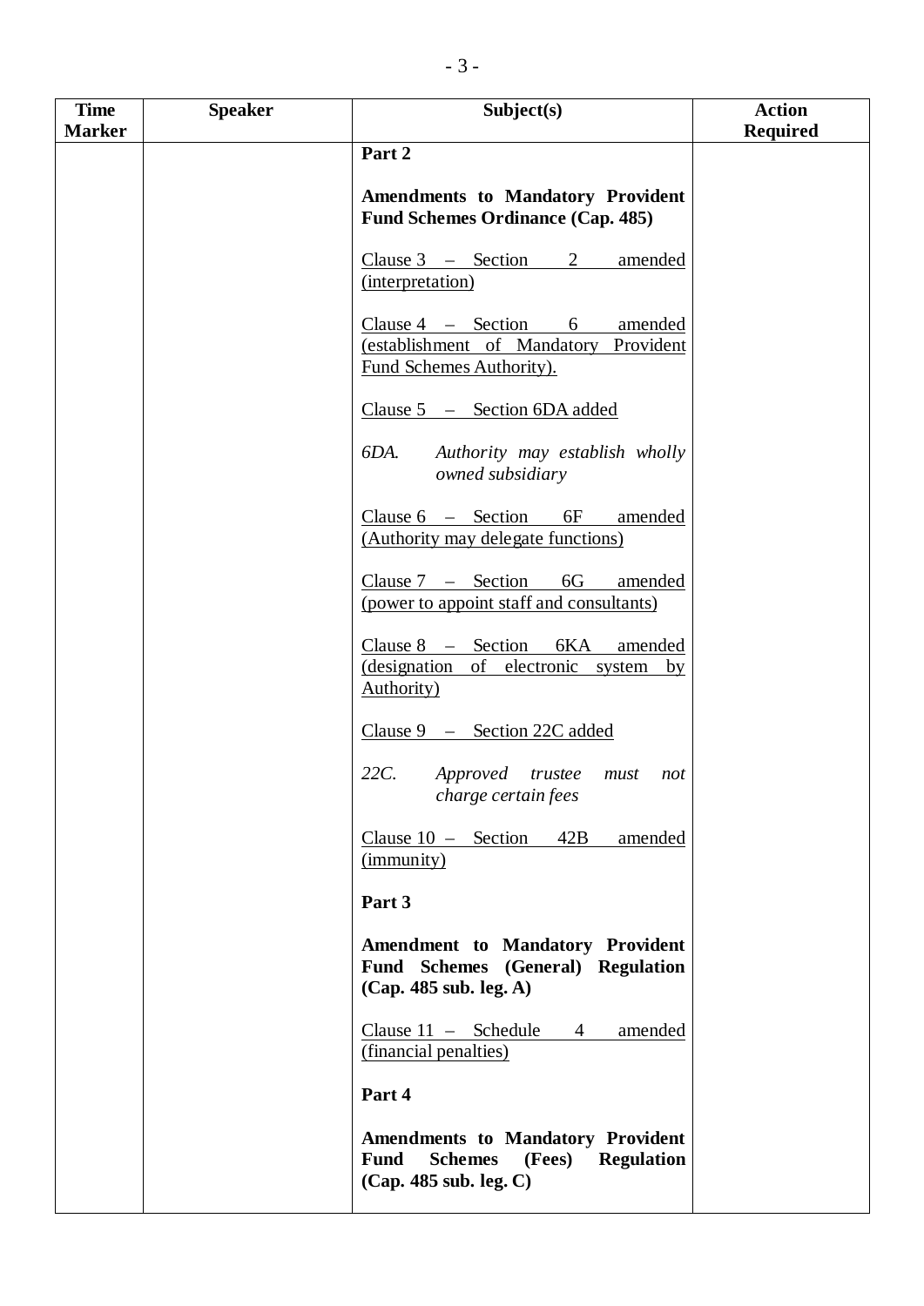| Time Marker | Speaker | Subject(s) | Action Required |
|---|---|---|---|
| | | **Part 2**<br><br>**Amendments to Mandatory Provident Fund Schemes Ordinance (Cap. 485)**<br><br><u>Clause 3 – Section 2 amended (interpretation)</u><br><br><u>Clause 4 – Section 6 amended (establishment of Mandatory Provident Fund Schemes Authority).</u><br><br><u>Clause 5 – Section 6DA added</u><br><br>*6DA. Authority may establish wholly owned subsidiary*<br><br><u>Clause 6 – Section 6F amended (Authority may delegate functions)</u><br><br><u>Clause 7 – Section 6G amended (power to appoint staff and consultants)</u><br><br><u>Clause 8 – Section 6KA amended (designation of electronic system by Authority)</u><br><br><u>Clause 9 – Section 22C added</u><br><br>*22C. Approved trustee must not charge certain fees*<br><br><u>Clause 10 – Section 42B amended (immunity)</u><br><br>**Part 3**<br><br>**Amendment to Mandatory Provident Fund Schemes (General) Regulation (Cap. 485 sub. leg. A)**<br><br><u>Clause 11 – Schedule 4 amended (financial penalties)</u><br><br>**Part 4**<br><br>**Amendments to Mandatory Provident Fund Schemes (Fees) Regulation (Cap. 485 sub. leg. C)** | |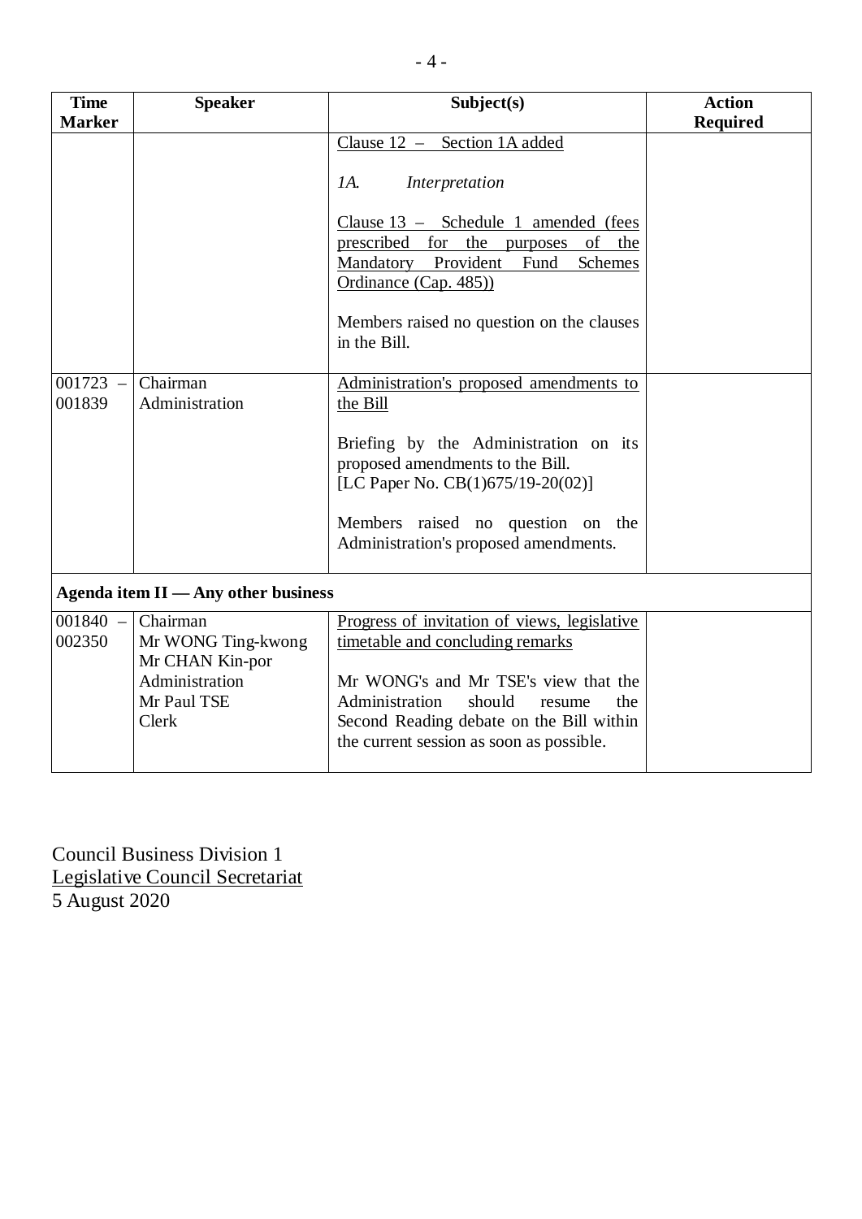| Time Marker | Speaker | Subject(s) | Action Required |
|---|---|---|---|
| | | Clause 12 – Section 1A added<br><br>*1A. Interpretation*<br><br>Clause 13 – Schedule 1 amended (fees prescribed for the purposes of the Mandatory Provident Fund Schemes Ordinance (Cap. 485))<br><br>Members raised no question on the clauses in the Bill. | |
| 001723 – 001839 | Chairman<br>Administration | Administration's proposed amendments to the Bill<br><br>Briefing by the Administration on its proposed amendments to the Bill.<br>[LC Paper No. CB(1)675/19-20(02)]<br><br>Members raised no question on the Administration's proposed amendments. | |
| **Agenda item II — Any other business** | | | |
| 001840 – 002350 | Chairman<br>Mr WONG Ting-kwong<br>Mr CHAN Kin-por<br>Administration<br>Mr Paul TSE<br>Clerk | Progress of invitation of views, legislative timetable and concluding remarks<br><br>Mr WONG's and Mr TSE's view that the Administration should resume the Second Reading debate on the Bill within the current session as soon as possible. | |

Council Business Division 1
Legislative Council Secretariat
5 August 2020